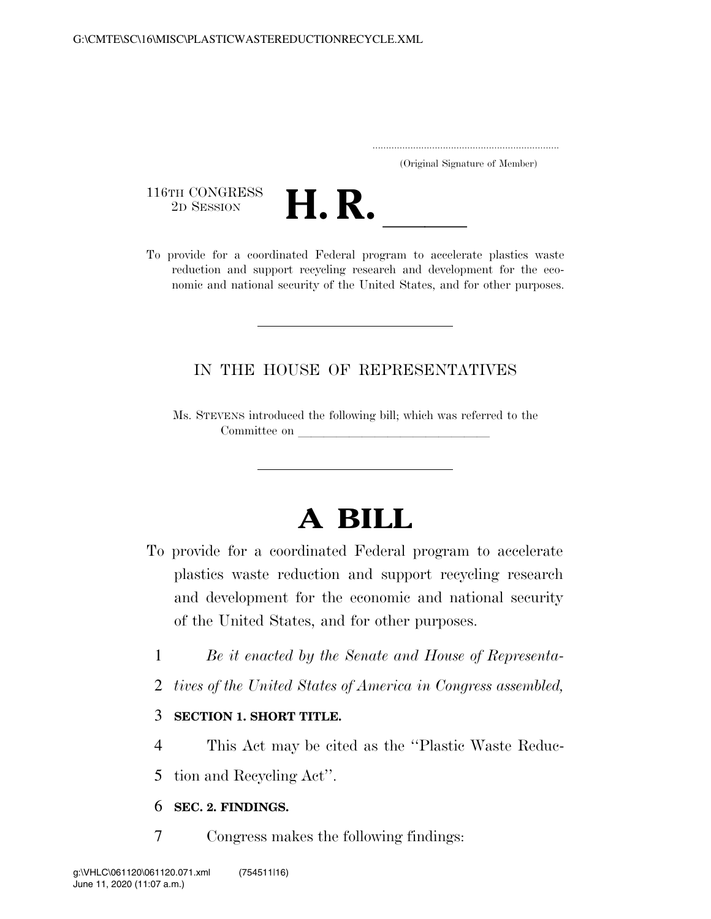.....................................................................
(Original Signature of Member)

116TH CONGRESS
2D SESSION

# H. R. \_\_\_\_\_

To provide for a coordinated Federal program to accelerate plastics waste reduction and support recycling research and development for the economic and national security of the United States, and for other purposes.

---

IN THE HOUSE OF REPRESENTATIVES

Ms. STEVENS introduced the following bill; which was referred to the Committee on \_\_\_\_\_\_\_\_\_\_\_\_\_\_\_\_\_\_\_\_\_\_\_\_\_\_\_\_\_\_

---

# A BILL

To provide for a coordinated Federal program to accelerate plastics waste reduction and support recycling research and development for the economic and national security of the United States, and for other purposes.

1 *Be it enacted by the Senate and House of Representa-*
2 *tives of the United States of America in Congress assembled,*

3 **SECTION 1. SHORT TITLE.**

4 This Act may be cited as the ''Plastic Waste Reduc-
5 tion and Recycling Act''.

6 **SEC. 2. FINDINGS.**

7 Congress makes the following findings: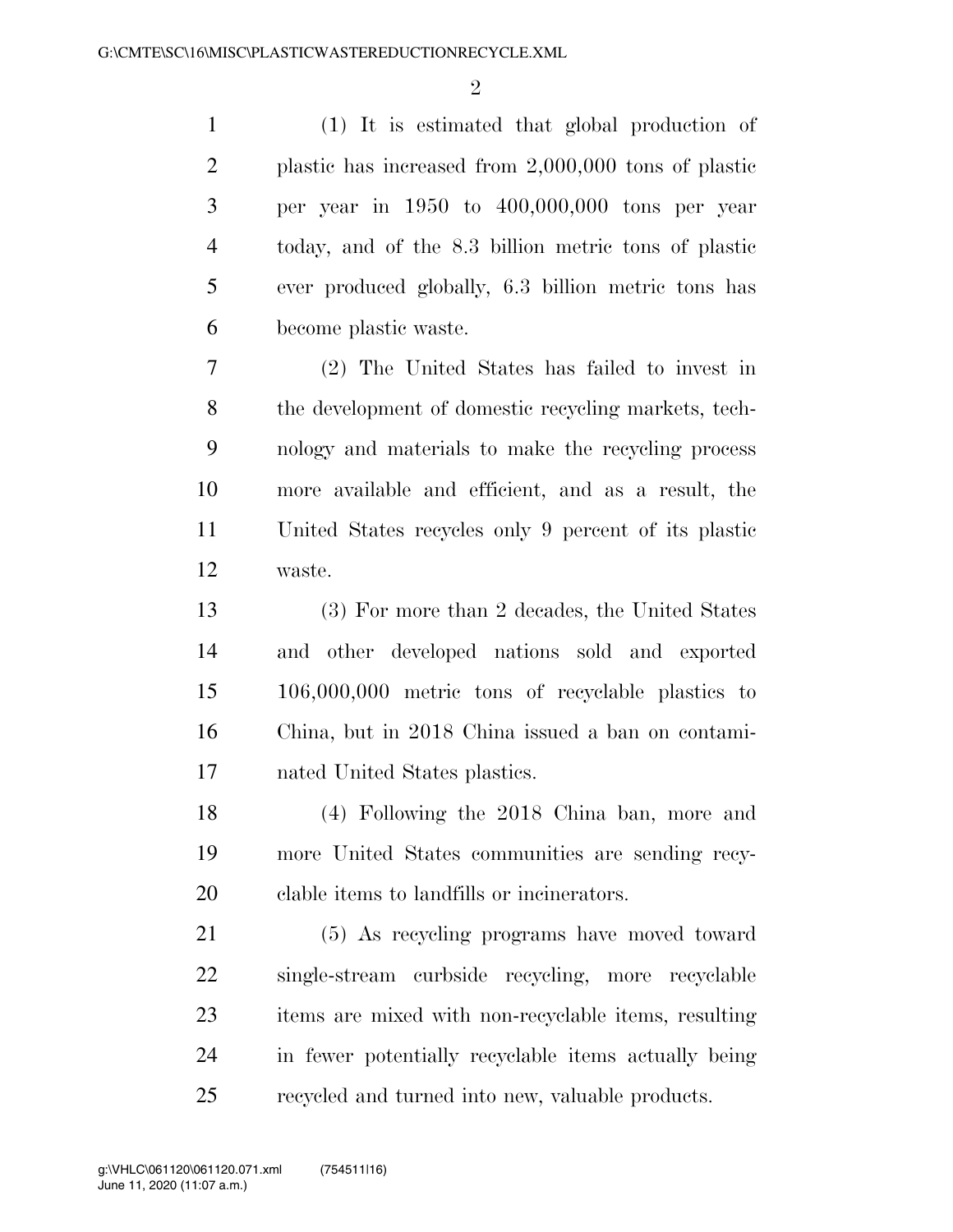(1) It is estimated that global production of plastic has increased from 2,000,000 tons of plastic per year in 1950 to 400,000,000 tons per year today, and of the 8.3 billion metric tons of plastic ever produced globally, 6.3 billion metric tons has become plastic waste.

(2) The United States has failed to invest in the development of domestic recycling markets, technology and materials to make the recycling process more available and efficient, and as a result, the United States recycles only 9 percent of its plastic waste.

(3) For more than 2 decades, the United States and other developed nations sold and exported 106,000,000 metric tons of recyclable plastics to China, but in 2018 China issued a ban on contaminated United States plastics.

(4) Following the 2018 China ban, more and more United States communities are sending recyclable items to landfills or incinerators.

(5) As recycling programs have moved toward single-stream curbside recycling, more recyclable items are mixed with non-recyclable items, resulting in fewer potentially recyclable items actually being recycled and turned into new, valuable products.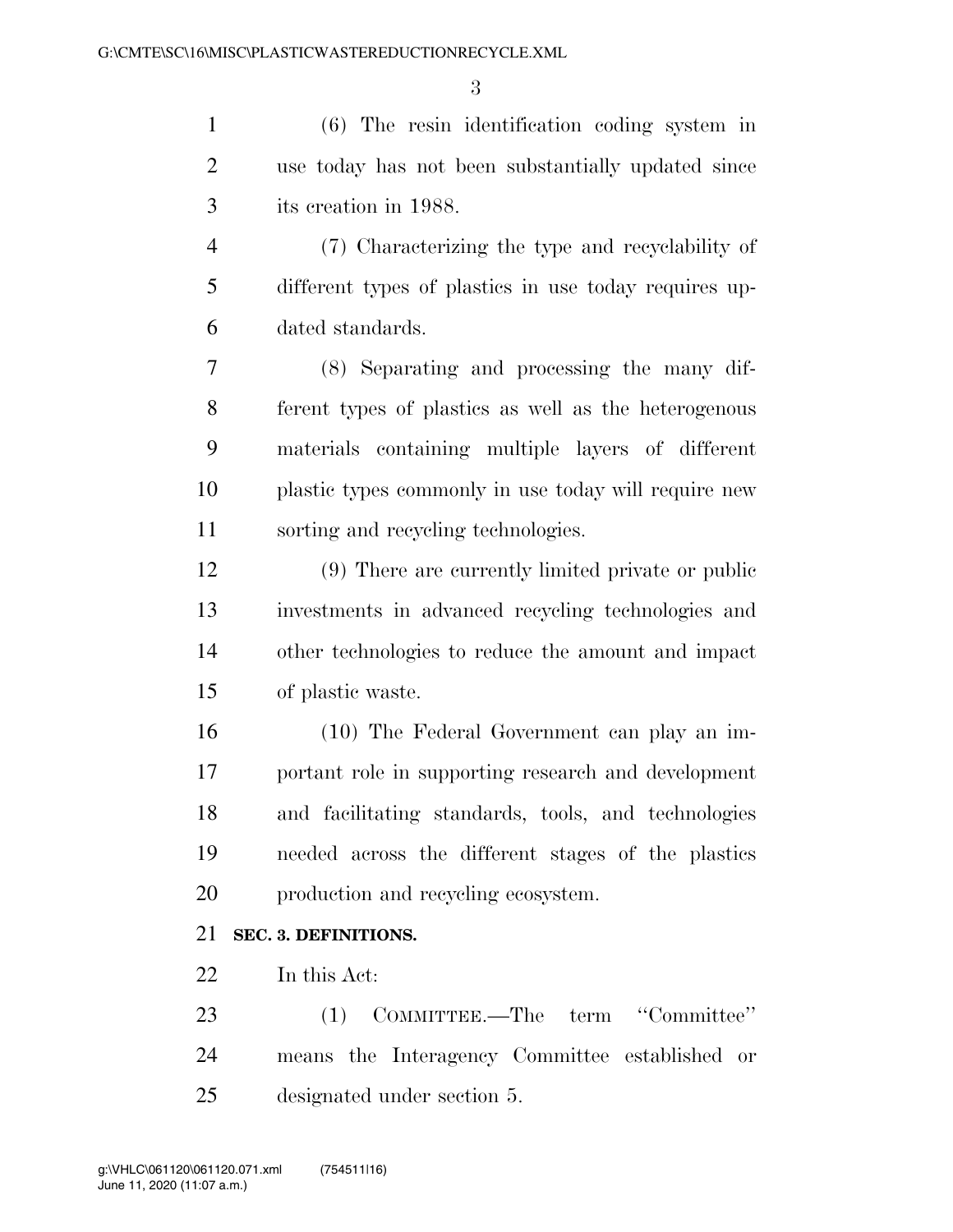(6) The resin identification coding system in use today has not been substantially updated since its creation in 1988.

(7) Characterizing the type and recyclability of different types of plastics in use today requires updated standards.

(8) Separating and processing the many different types of plastics as well as the heterogenous materials containing multiple layers of different plastic types commonly in use today will require new sorting and recycling technologies.

(9) There are currently limited private or public investments in advanced recycling technologies and other technologies to reduce the amount and impact of plastic waste.

(10) The Federal Government can play an important role in supporting research and development and facilitating standards, tools, and technologies needed across the different stages of the plastics production and recycling ecosystem.

**SEC. 3. DEFINITIONS.**

In this Act:

(1) COMMITTEE.—The term ''Committee'' means the Interagency Committee established or designated under section 5.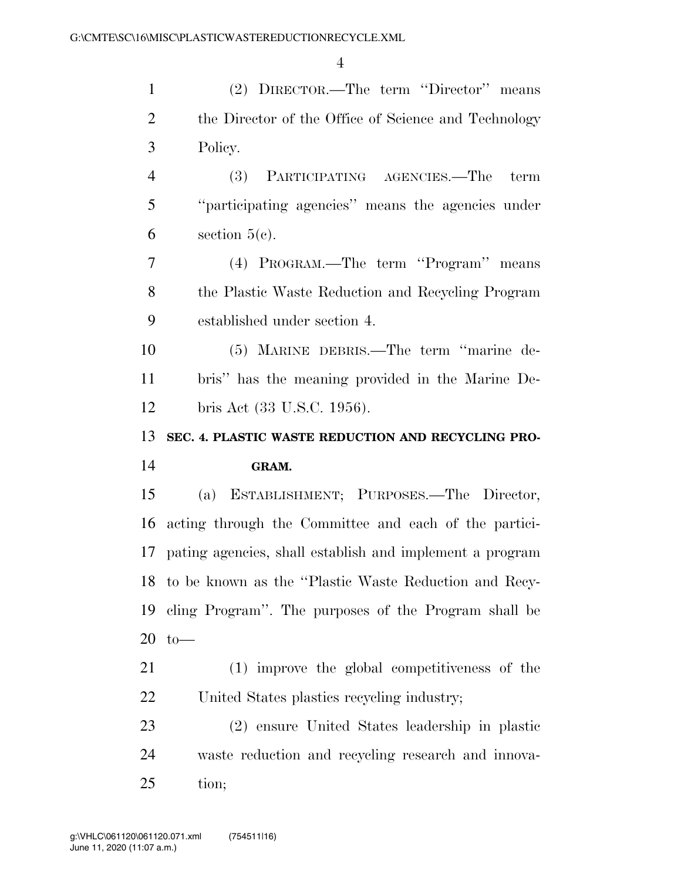(2) DIRECTOR.—The term "Director" means the Director of the Office of Science and Technology Policy.

(3) PARTICIPATING AGENCIES.—The term "participating agencies" means the agencies under section 5(c).

(4) PROGRAM.—The term "Program" means the Plastic Waste Reduction and Recycling Program established under section 4.

(5) MARINE DEBRIS.—The term "marine debris" has the meaning provided in the Marine Debris Act (33 U.S.C. 1956).

**SEC. 4. PLASTIC WASTE REDUCTION AND RECYCLING PROGRAM.**

(a) ESTABLISHMENT; PURPOSES.—The Director, acting through the Committee and each of the participating agencies, shall establish and implement a program to be known as the "Plastic Waste Reduction and Recycling Program". The purposes of the Program shall be to—

(1) improve the global competitiveness of the United States plastics recycling industry;

(2) ensure United States leadership in plastic waste reduction and recycling research and innovation;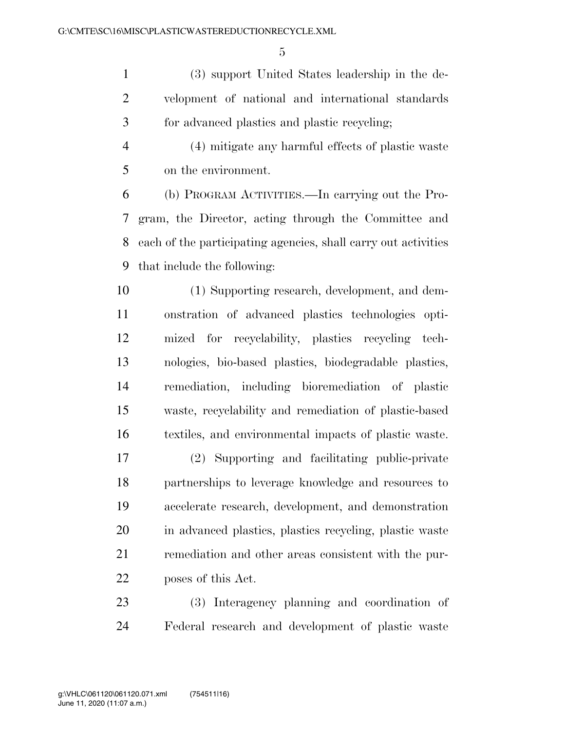(3) support United States leadership in the development of national and international standards for advanced plastics and plastic recycling;

(4) mitigate any harmful effects of plastic waste on the environment.

(b) PROGRAM ACTIVITIES.—In carrying out the Program, the Director, acting through the Committee and each of the participating agencies, shall carry out activities that include the following:

(1) Supporting research, development, and demonstration of advanced plastics technologies optimized for recyclability, plastics recycling technologies, bio-based plastics, biodegradable plastics, remediation, including bioremediation of plastic waste, recyclability and remediation of plastic-based textiles, and environmental impacts of plastic waste.

(2) Supporting and facilitating public-private partnerships to leverage knowledge and resources to accelerate research, development, and demonstration in advanced plastics, plastics recycling, plastic waste remediation and other areas consistent with the purposes of this Act.

(3) Interagency planning and coordination of Federal research and development of plastic waste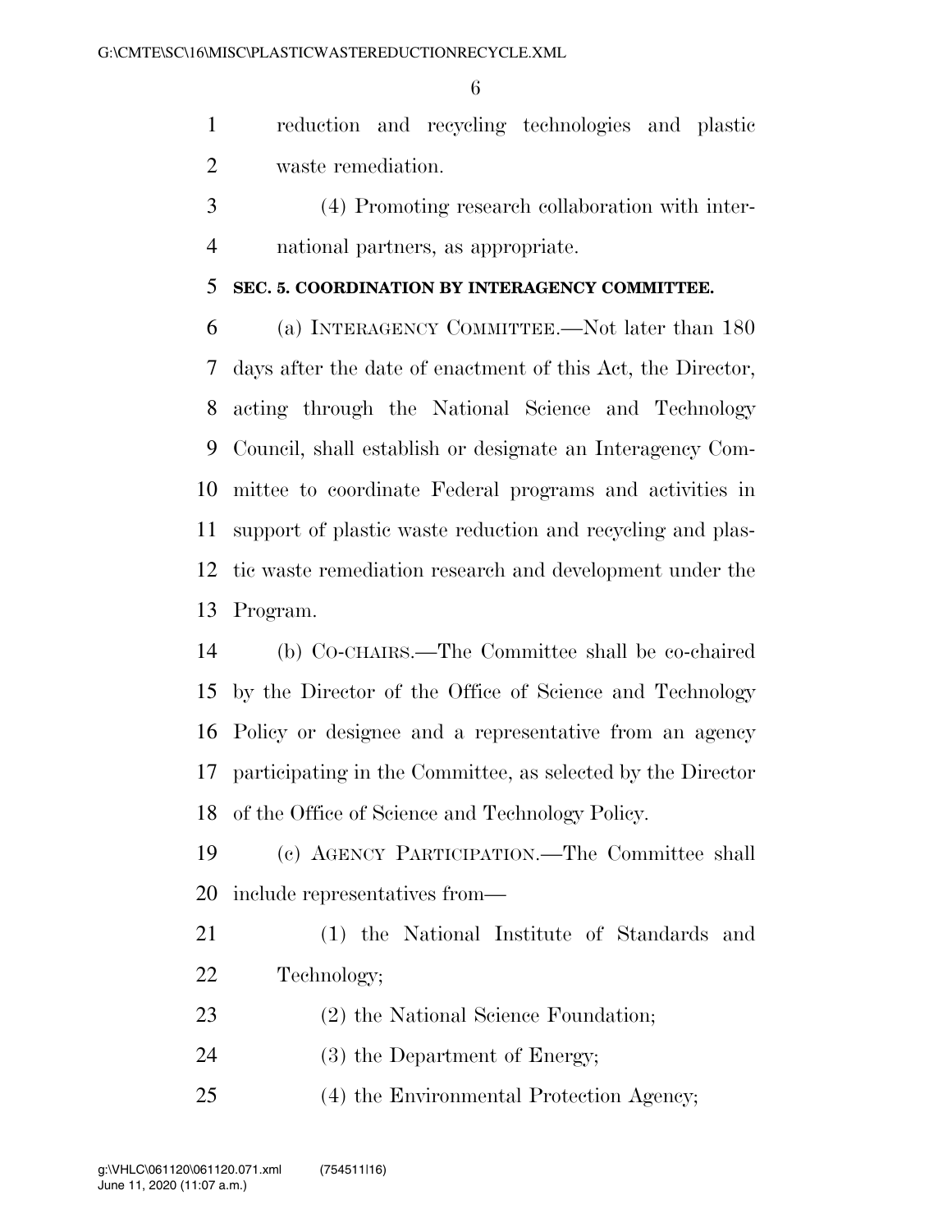reduction and recycling technologies and plastic waste remediation.

(4) Promoting research collaboration with international partners, as appropriate.

**SEC. 5. COORDINATION BY INTERAGENCY COMMITTEE.**

(a) INTERAGENCY COMMITTEE.—Not later than 180 days after the date of enactment of this Act, the Director, acting through the National Science and Technology Council, shall establish or designate an Interagency Committee to coordinate Federal programs and activities in support of plastic waste reduction and recycling and plastic waste remediation research and development under the Program.

(b) CO-CHAIRS.—The Committee shall be co-chaired by the Director of the Office of Science and Technology Policy or designee and a representative from an agency participating in the Committee, as selected by the Director of the Office of Science and Technology Policy.

(c) AGENCY PARTICIPATION.—The Committee shall include representatives from—

(1) the National Institute of Standards and Technology;

(2) the National Science Foundation;

(3) the Department of Energy;

(4) the Environmental Protection Agency;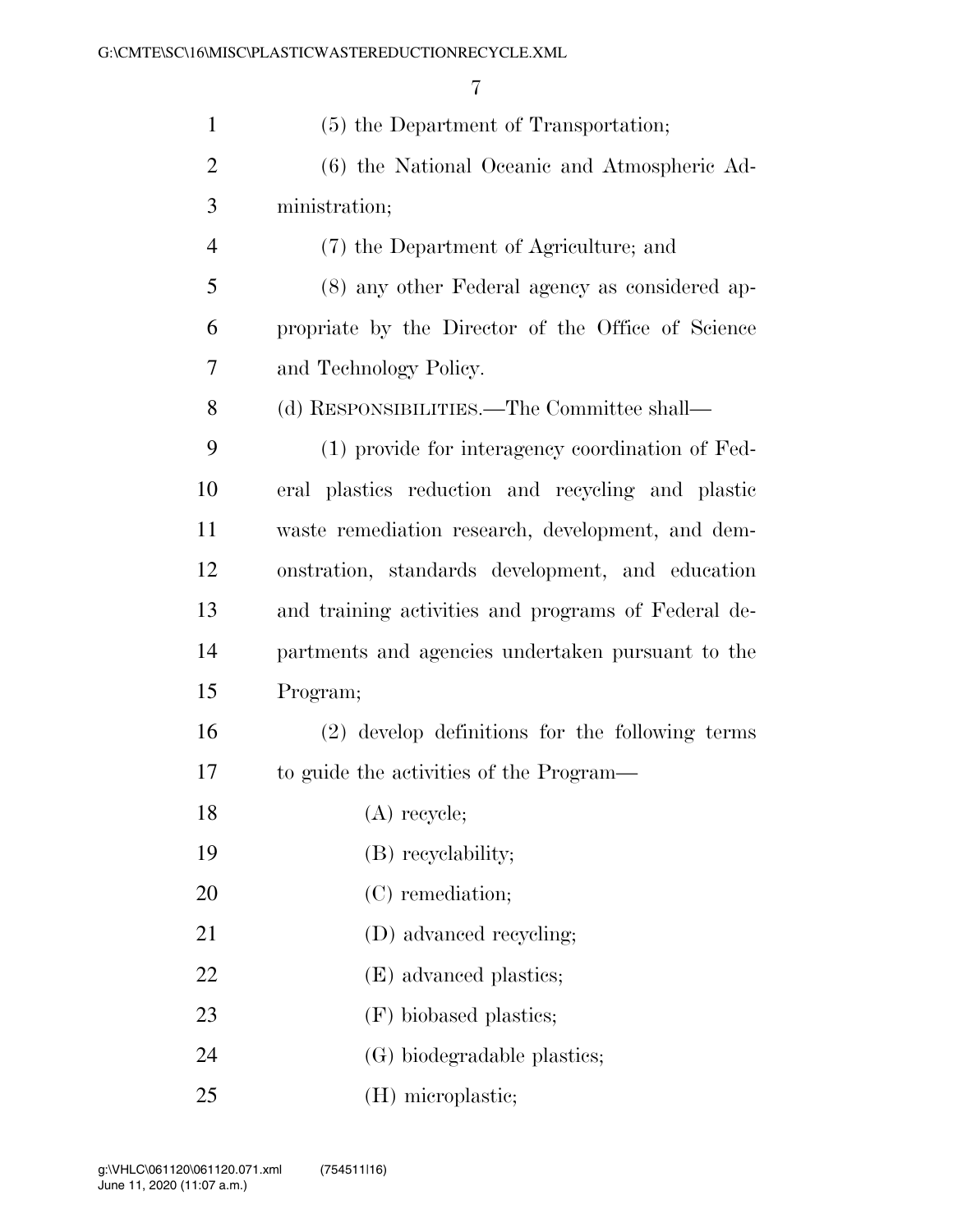(5) the Department of Transportation;

(6) the National Oceanic and Atmospheric Administration;

(7) the Department of Agriculture; and

(8) any other Federal agency as considered appropriate by the Director of the Office of Science and Technology Policy.

(d) RESPONSIBILITIES.—The Committee shall—

(1) provide for interagency coordination of Federal plastics reduction and recycling and plastic waste remediation research, development, and demonstration, standards development, and education and training activities and programs of Federal departments and agencies undertaken pursuant to the Program;

(2) develop definitions for the following terms to guide the activities of the Program—

(A) recycle;

(B) recyclability;

(C) remediation;

(D) advanced recycling;

(E) advanced plastics;

(F) biobased plastics;

(G) biodegradable plastics;

(H) microplastic;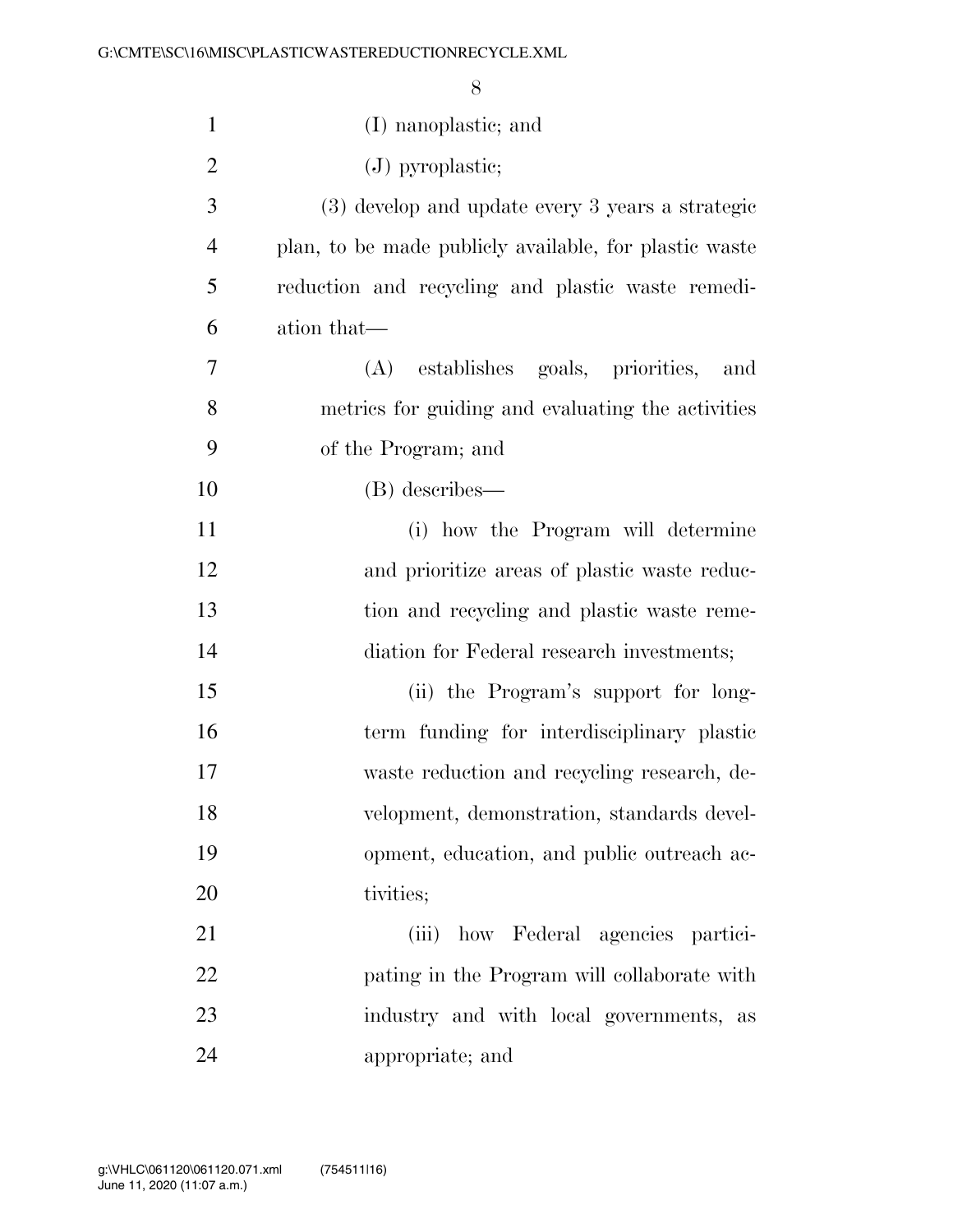(I) nanoplastic; and

(J) pyroplastic;

(3) develop and update every 3 years a strategic plan, to be made publicly available, for plastic waste reduction and recycling and plastic waste remediation that—

(A) establishes goals, priorities, and metrics for guiding and evaluating the activities of the Program; and

(B) describes—

(i) how the Program will determine and prioritize areas of plastic waste reduction and recycling and plastic waste remediation for Federal research investments;

(ii) the Program's support for long-term funding for interdisciplinary plastic waste reduction and recycling research, development, demonstration, standards development, education, and public outreach activities;

(iii) how Federal agencies participating in the Program will collaborate with industry and with local governments, as appropriate; and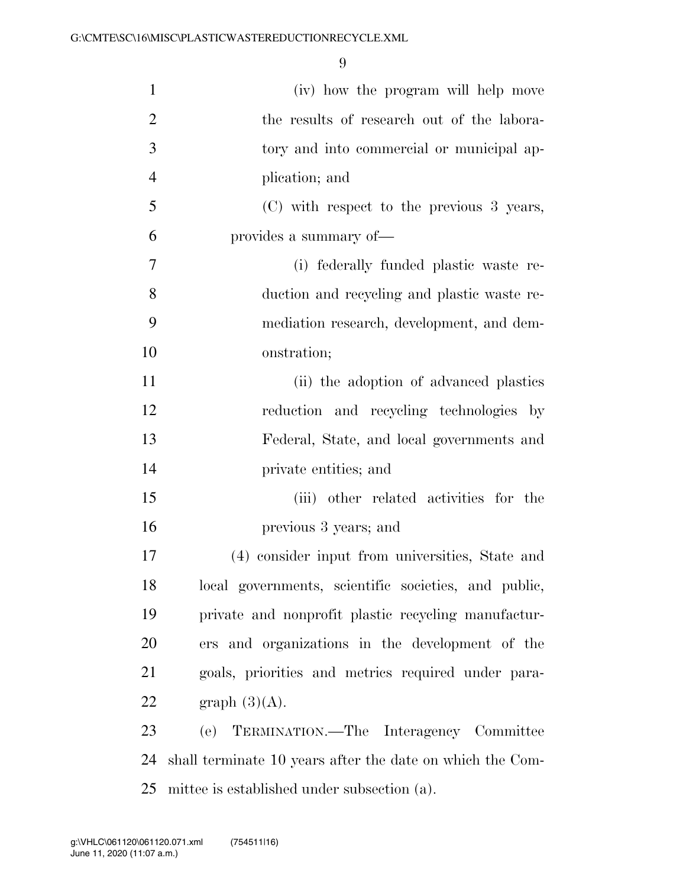(iv) how the program will help move the results of research out of the laboratory and into commercial or municipal application; and

(C) with respect to the previous 3 years, provides a summary of—

(i) federally funded plastic waste reduction and recycling and plastic waste remediation research, development, and demonstration;

(ii) the adoption of advanced plastics reduction and recycling technologies by Federal, State, and local governments and private entities; and

(iii) other related activities for the previous 3 years; and

(4) consider input from universities, State and local governments, scientific societies, and public, private and nonprofit plastic recycling manufacturers and organizations in the development of the goals, priorities and metrics required under paragraph (3)(A).

(e) TERMINATION.—The Interagency Committee shall terminate 10 years after the date on which the Committee is established under subsection (a).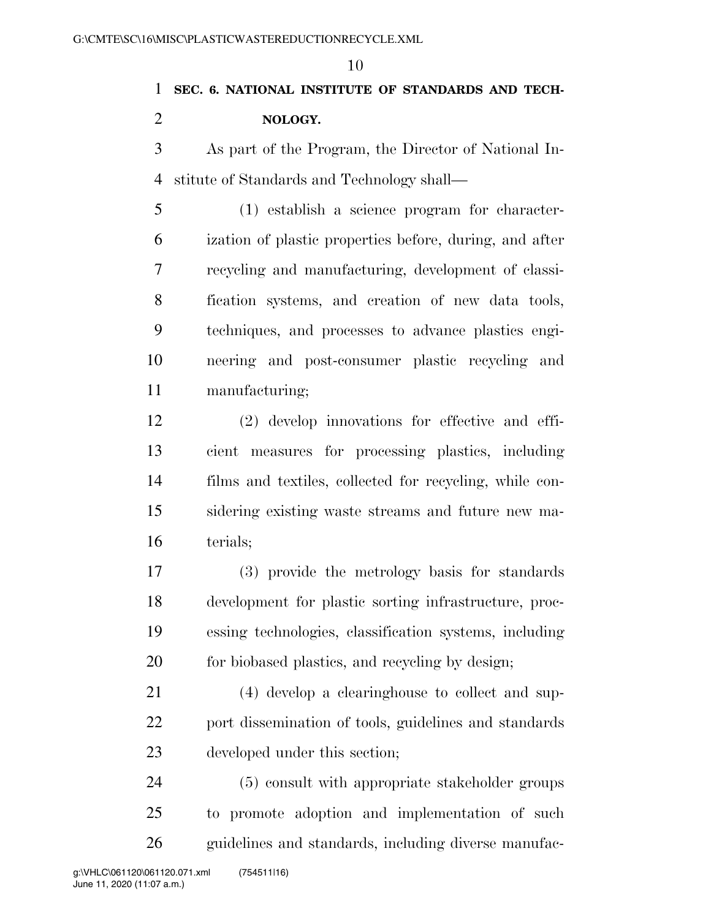## SEC. 6. NATIONAL INSTITUTE OF STANDARDS AND TECHNOLOGY.

As part of the Program, the Director of National Institute of Standards and Technology shall—

(1) establish a science program for characterization of plastic properties before, during, and after recycling and manufacturing, development of classification systems, and creation of new data tools, techniques, and processes to advance plastics engineering and post-consumer plastic recycling and manufacturing;

(2) develop innovations for effective and efficient measures for processing plastics, including films and textiles, collected for recycling, while considering existing waste streams and future new materials;

(3) provide the metrology basis for standards development for plastic sorting infrastructure, processing technologies, classification systems, including for biobased plastics, and recycling by design;

(4) develop a clearinghouse to collect and support dissemination of tools, guidelines and standards developed under this section;

(5) consult with appropriate stakeholder groups to promote adoption and implementation of such guidelines and standards, including diverse manufac-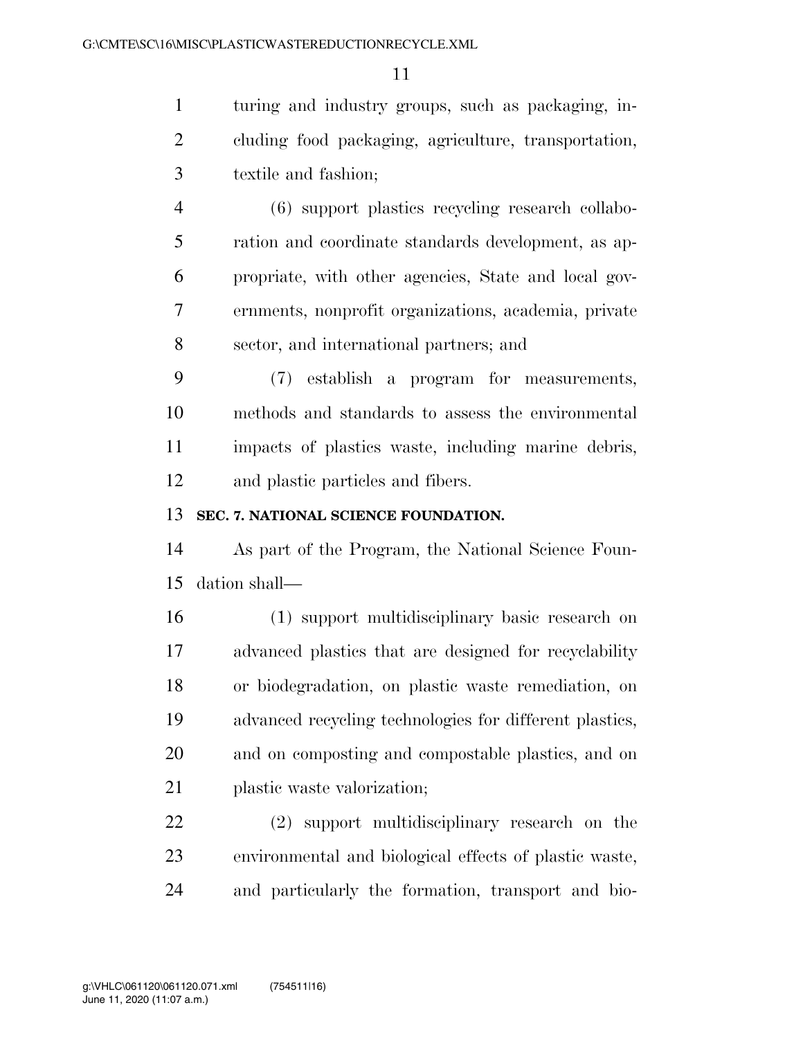turing and industry groups, such as packaging, including food packaging, agriculture, transportation, textile and fashion;

(6) support plastics recycling research collaboration and coordinate standards development, as appropriate, with other agencies, State and local governments, nonprofit organizations, academia, private sector, and international partners; and

(7) establish a program for measurements, methods and standards to assess the environmental impacts of plastics waste, including marine debris, and plastic particles and fibers.

**SEC. 7. NATIONAL SCIENCE FOUNDATION.**

As part of the Program, the National Science Foundation shall—

(1) support multidisciplinary basic research on advanced plastics that are designed for recyclability or biodegradation, on plastic waste remediation, on advanced recycling technologies for different plastics, and on composting and compostable plastics, and on plastic waste valorization;

(2) support multidisciplinary research on the environmental and biological effects of plastic waste, and particularly the formation, transport and bio-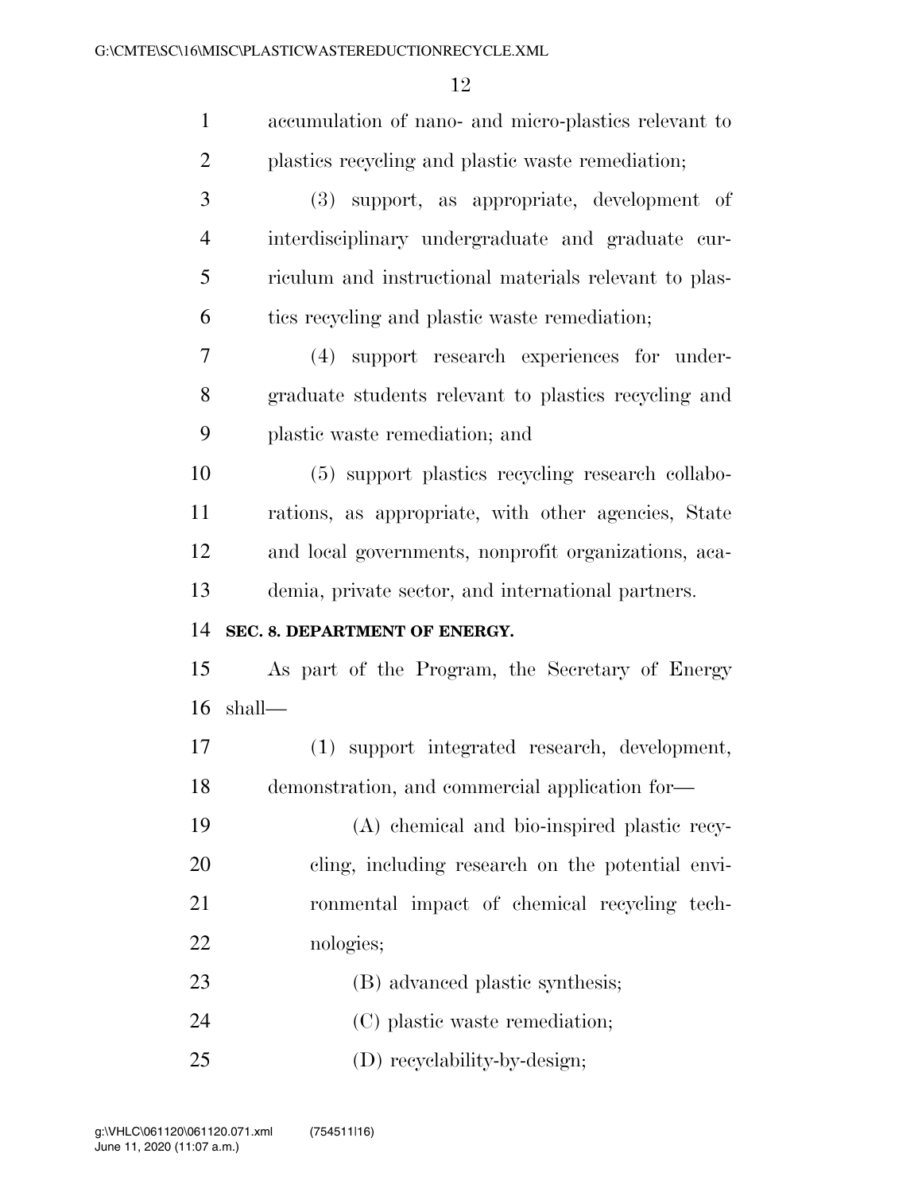accumulation of nano- and micro-plastics relevant to plastics recycling and plastic waste remediation;

(3) support, as appropriate, development of interdisciplinary undergraduate and graduate curriculum and instructional materials relevant to plastics recycling and plastic waste remediation;

(4) support research experiences for undergraduate students relevant to plastics recycling and plastic waste remediation; and

(5) support plastics recycling research collaborations, as appropriate, with other agencies, State and local governments, nonprofit organizations, academia, private sector, and international partners.

**SEC. 8. DEPARTMENT OF ENERGY.**

As part of the Program, the Secretary of Energy shall—

(1) support integrated research, development, demonstration, and commercial application for—

(A) chemical and bio-inspired plastic recycling, including research on the potential environmental impact of chemical recycling technologies;

(B) advanced plastic synthesis;

(C) plastic waste remediation;

(D) recyclability-by-design;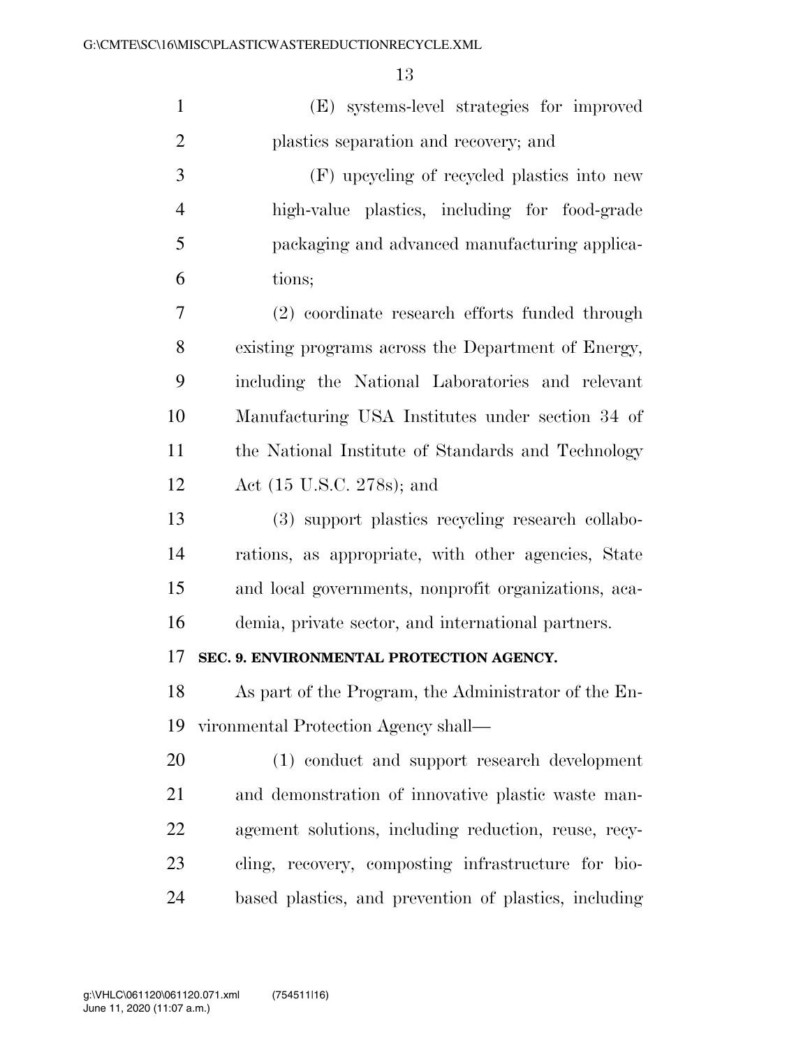(E) systems-level strategies for improved plastics separation and recovery; and

(F) upcycling of recycled plastics into new high-value plastics, including for food-grade packaging and advanced manufacturing applications;

(2) coordinate research efforts funded through existing programs across the Department of Energy, including the National Laboratories and relevant Manufacturing USA Institutes under section 34 of the National Institute of Standards and Technology Act (15 U.S.C. 278s); and

(3) support plastics recycling research collaborations, as appropriate, with other agencies, State and local governments, nonprofit organizations, academia, private sector, and international partners.

**SEC. 9. ENVIRONMENTAL PROTECTION AGENCY.**

As part of the Program, the Administrator of the Environmental Protection Agency shall—

(1) conduct and support research development and demonstration of innovative plastic waste management solutions, including reduction, reuse, recycling, recovery, composting infrastructure for bio-based plastics, and prevention of plastics, including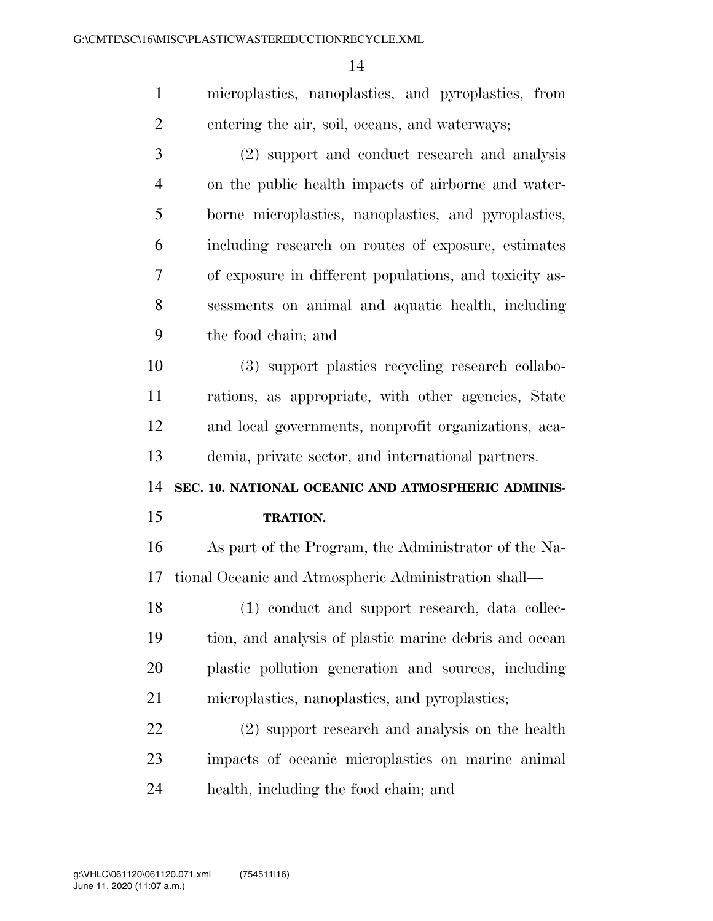microplastics, nanoplastics, and pyroplastics, from entering the air, soil, oceans, and waterways;

(2) support and conduct research and analysis on the public health impacts of airborne and waterborne microplastics, nanoplastics, and pyroplastics, including research on routes of exposure, estimates of exposure in different populations, and toxicity assessments on animal and aquatic health, including the food chain; and

(3) support plastics recycling research collaborations, as appropriate, with other agencies, State and local governments, nonprofit organizations, academia, private sector, and international partners.

## SEC. 10. NATIONAL OCEANIC AND ATMOSPHERIC ADMINISTRATION.

As part of the Program, the Administrator of the National Oceanic and Atmospheric Administration shall—

(1) conduct and support research, data collection, and analysis of plastic marine debris and ocean plastic pollution generation and sources, including microplastics, nanoplastics, and pyroplastics;

(2) support research and analysis on the health impacts of oceanic microplastics on marine animal health, including the food chain; and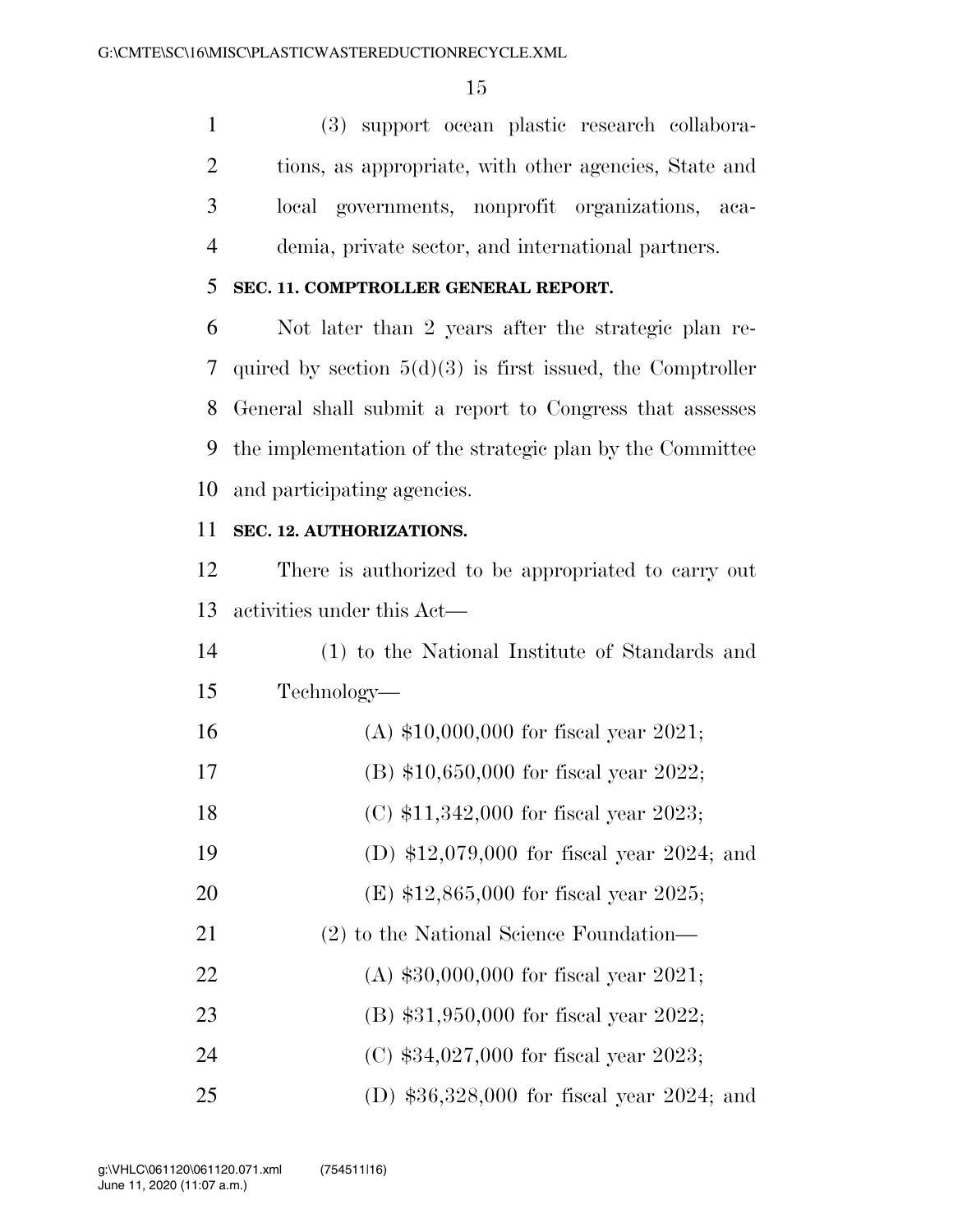(3) support ocean plastic research collaborations, as appropriate, with other agencies, State and local governments, nonprofit organizations, academia, private sector, and international partners.

**SEC. 11. COMPTROLLER GENERAL REPORT.**

Not later than 2 years after the strategic plan required by section 5(d)(3) is first issued, the Comptroller General shall submit a report to Congress that assesses the implementation of the strategic plan by the Committee and participating agencies.

**SEC. 12. AUTHORIZATIONS.**

There is authorized to be appropriated to carry out activities under this Act—

(1) to the National Institute of Standards and Technology—

(A) $10,000,000 for fiscal year 2021;

(B) $10,650,000 for fiscal year 2022;

(C) $11,342,000 for fiscal year 2023;

(D) $12,079,000 for fiscal year 2024; and

(E) $12,865,000 for fiscal year 2025;

(2) to the National Science Foundation—

(A) $30,000,000 for fiscal year 2021;

(B) $31,950,000 for fiscal year 2022;

(C) $34,027,000 for fiscal year 2023;

(D) $36,328,000 for fiscal year 2024; and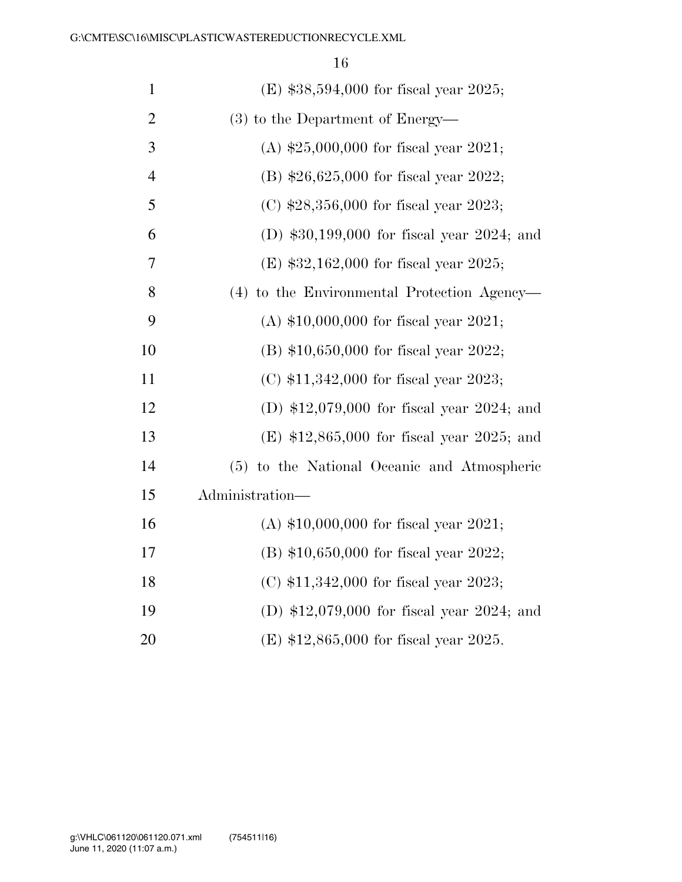(E) $38,594,000 for fiscal year 2025;

(3) to the Department of Energy—

(A) $25,000,000 for fiscal year 2021;

(B) $26,625,000 for fiscal year 2022;

(C) $28,356,000 for fiscal year 2023;

(D) $30,199,000 for fiscal year 2024; and

(E) $32,162,000 for fiscal year 2025;

(4) to the Environmental Protection Agency—

(A) $10,000,000 for fiscal year 2021;

(B) $10,650,000 for fiscal year 2022;

(C) $11,342,000 for fiscal year 2023;

(D) $12,079,000 for fiscal year 2024; and

(E) $12,865,000 for fiscal year 2025; and

(5) to the National Oceanic and Atmospheric Administration—

(A) $10,000,000 for fiscal year 2021;

(B) $10,650,000 for fiscal year 2022;

(C) $11,342,000 for fiscal year 2023;

(D) $12,079,000 for fiscal year 2024; and

(E) $12,865,000 for fiscal year 2025.